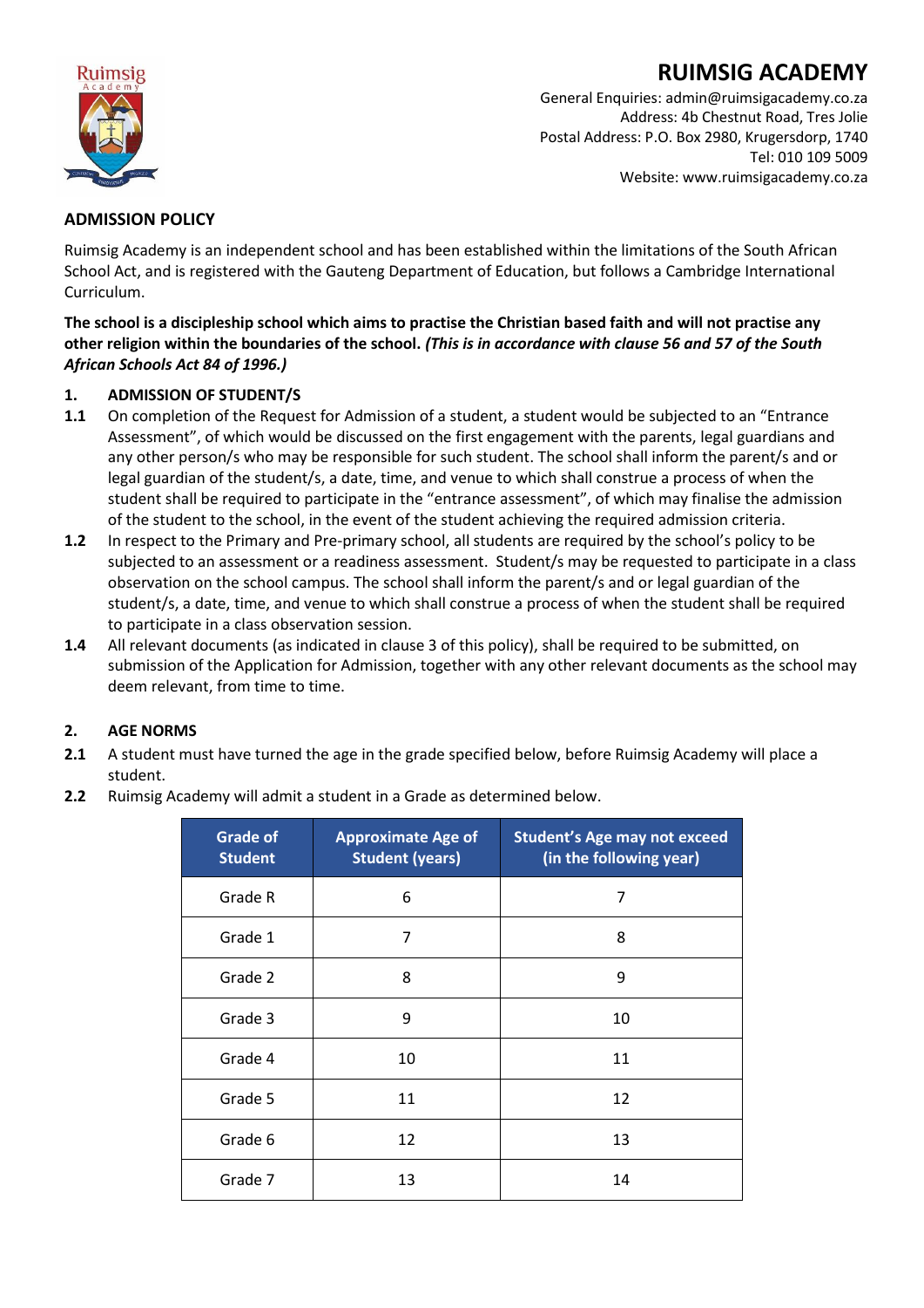# RUIMSIG ACADEMY

General Enquiries: admin@ruimsigacademy.co.za
Address: 4b Chestnut Road, Tres Jolie
Postal Address: P.O. Box 2980, Krugersdorp, 1740
Tel: 010 109 5009
Website: www.ruimsigacademy.co.za

## ADMISSION POLICY

Ruimsig Academy is an independent school and has been established within the limitations of the South African School Act, and is registered with the Gauteng Department of Education, but follows a Cambridge International Curriculum.

**The school is a discipleship school which aims to practise the Christian based faith and will not practise any other religion within the boundaries of the school.** ***(This is in accordance with clause 56 and 57 of the South African Schools Act 84 of 1996.)***

### 1. ADMISSION OF STUDENT/S

**1.1** On completion of the Request for Admission of a student, a student would be subjected to an "Entrance Assessment", of which would be discussed on the first engagement with the parents, legal guardians and any other person/s who may be responsible for such student. The school shall inform the parent/s and or legal guardian of the student/s, a date, time, and venue to which shall construe a process of when the student shall be required to participate in the "entrance assessment", of which may finalise the admission of the student to the school, in the event of the student achieving the required admission criteria.

**1.2** In respect to the Primary and Pre-primary school, all students are required by the school's policy to be subjected to an assessment or a readiness assessment. Student/s may be requested to participate in a class observation on the school campus. The school shall inform the parent/s and or legal guardian of the student/s, a date, time, and venue to which shall construe a process of when the student shall be required to participate in a class observation session.

**1.4** All relevant documents (as indicated in clause 3 of this policy), shall be required to be submitted, on submission of the Application for Admission, together with any other relevant documents as the school may deem relevant, from time to time.

### 2. AGE NORMS

**2.1** A student must have turned the age in the grade specified below, before Ruimsig Academy will place a student.

**2.2** Ruimsig Academy will admit a student in a Grade as determined below.

| Grade of Student | Approximate Age of Student (years) | Student's Age may not exceed (in the following year) |
|---|---|---|
| Grade R | 6 | 7 |
| Grade 1 | 7 | 8 |
| Grade 2 | 8 | 9 |
| Grade 3 | 9 | 10 |
| Grade 4 | 10 | 11 |
| Grade 5 | 11 | 12 |
| Grade 6 | 12 | 13 |
| Grade 7 | 13 | 14 |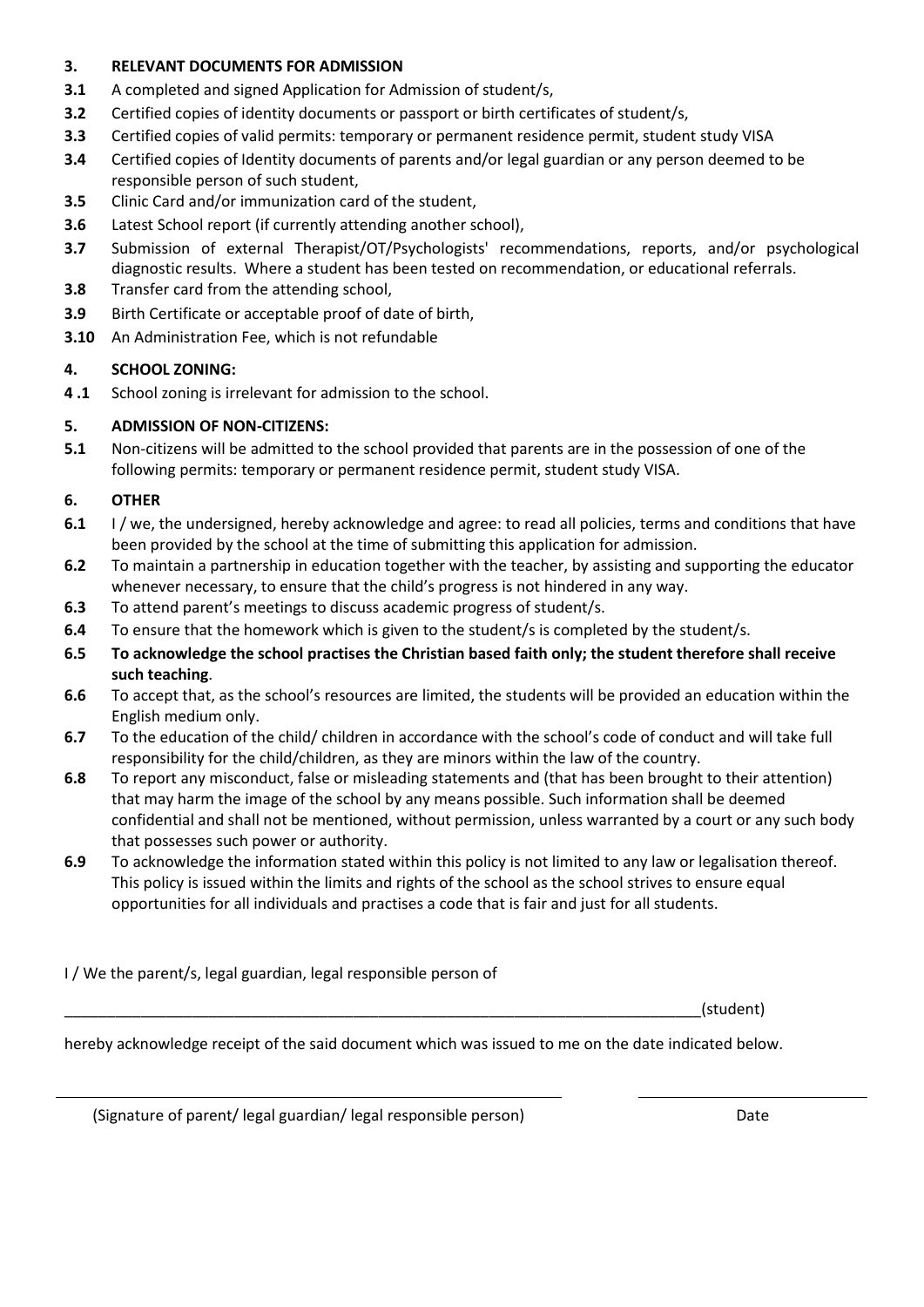## 3. RELEVANT DOCUMENTS FOR ADMISSION

**3.1** A completed and signed Application for Admission of student/s,

**3.2** Certified copies of identity documents or passport or birth certificates of student/s,

**3.3** Certified copies of valid permits: temporary or permanent residence permit, student study VISA

**3.4** Certified copies of Identity documents of parents and/or legal guardian or any person deemed to be responsible person of such student,

**3.5** Clinic Card and/or immunization card of the student,

**3.6** Latest School report (if currently attending another school),

**3.7** Submission of external Therapist/OT/Psychologists' recommendations, reports, and/or psychological diagnostic results. Where a student has been tested on recommendation, or educational referrals.

**3.8** Transfer card from the attending school,

**3.9** Birth Certificate or acceptable proof of date of birth,

**3.10** An Administration Fee, which is not refundable

## 4. SCHOOL ZONING:

**4 .1** School zoning is irrelevant for admission to the school.

## 5. ADMISSION OF NON-CITIZENS:

**5.1** Non-citizens will be admitted to the school provided that parents are in the possession of one of the following permits: temporary or permanent residence permit, student study VISA.

## 6. OTHER

**6.1** I / we, the undersigned, hereby acknowledge and agree: to read all policies, terms and conditions that have been provided by the school at the time of submitting this application for admission.

**6.2** To maintain a partnership in education together with the teacher, by assisting and supporting the educator whenever necessary, to ensure that the child's progress is not hindered in any way.

**6.3** To attend parent's meetings to discuss academic progress of student/s.

**6.4** To ensure that the homework which is given to the student/s is completed by the student/s.

**6.5** **To acknowledge the school practises the Christian based faith only; the student therefore shall receive such teaching**.

**6.6** To accept that, as the school's resources are limited, the students will be provided an education within the English medium only.

**6.7** To the education of the child/ children in accordance with the school's code of conduct and will take full responsibility for the child/children, as they are minors within the law of the country.

**6.8** To report any misconduct, false or misleading statements and (that has been brought to their attention) that may harm the image of the school by any means possible. Such information shall be deemed confidential and shall not be mentioned, without permission, unless warranted by a court or any such body that possesses such power or authority.

**6.9** To acknowledge the information stated within this policy is not limited to any law or legalisation thereof. This policy is issued within the limits and rights of the school as the school strives to ensure equal opportunities for all individuals and practises a code that is fair and just for all students.

I / We the parent/s, legal guardian, legal responsible person of

_____________________________________________________________________________(student)

hereby acknowledge receipt of the said document which was issued to me on the date indicated below.

_____________________________________________________________ ____________________________

(Signature of parent/ legal guardian/ legal responsible person) Date